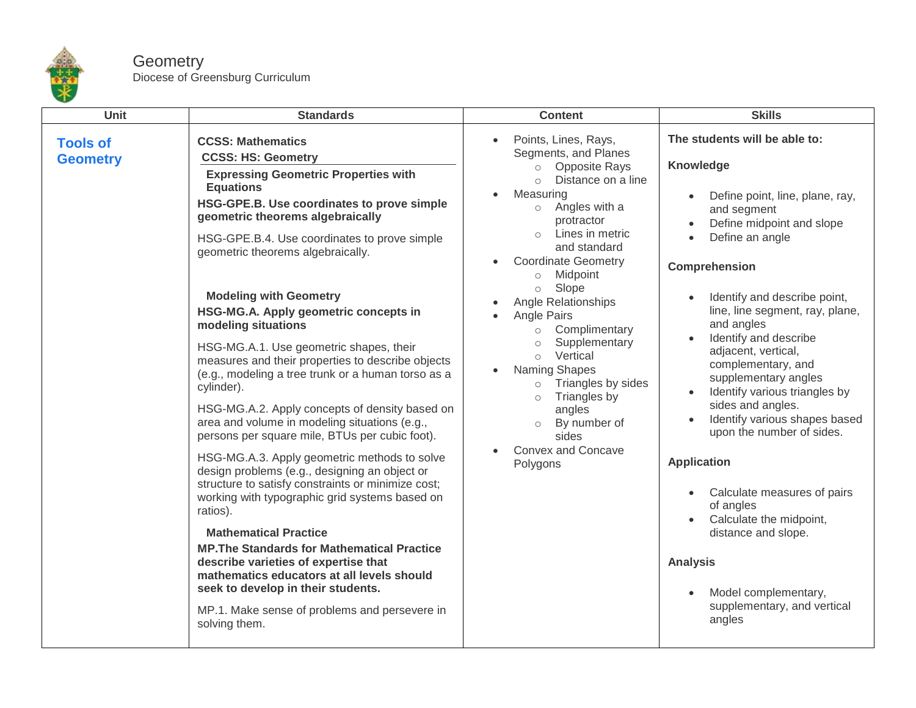# Geometry

Diocese of Greensburg Curriculum

| Unit | Standards | Content | Skills |
|---|---|---|---|
| **Tools of Geometry** | **CCSS: Mathematics**<br>**CCSS: HS: Geometry**<br>**Expressing Geometric Properties with Equations**<br>**HSG-GPE.B. Use coordinates to prove simple geometric theorems algebraically**<br>HSG-GPE.B.4. Use coordinates to prove simple geometric theorems algebraically.<br><br>**Modeling with Geometry**<br>**HSG-MG.A. Apply geometric concepts in modeling situations**<br>HSG-MG.A.1. Use geometric shapes, their measures and their properties to describe objects (e.g., modeling a tree trunk or a human torso as a cylinder).<br>HSG-MG.A.2. Apply concepts of density based on area and volume in modeling situations (e.g., persons per square mile, BTUs per cubic foot).<br>HSG-MG.A.3. Apply geometric methods to solve design problems (e.g., designing an object or structure to satisfy constraints or minimize cost; working with typographic grid systems based on ratios).<br>**Mathematical Practice**<br>**MP.The Standards for Mathematical Practice describe varieties of expertise that mathematics educators at all levels should seek to develop in their students.**<br>MP.1. Make sense of problems and persevere in solving them. | • Points, Lines, Rays, Segments, and Planes<br>  ○ Opposite Rays<br>  ○ Distance on a line<br>• Measuring<br>  ○ Angles with a protractor<br>  ○ Lines in metric and standard<br>• Coordinate Geometry<br>  ○ Midpoint<br>  ○ Slope<br>• Angle Relationships<br>• Angle Pairs<br>  ○ Complimentary<br>  ○ Supplementary<br>  ○ Vertical<br>• Naming Shapes<br>  ○ Triangles by sides<br>  ○ Triangles by angles<br>  ○ By number of sides<br>• Convex and Concave Polygons | **The students will be able to:**<br>**Knowledge**<br>• Define point, line, plane, ray, and segment<br>• Define midpoint and slope<br>• Define an angle<br>**Comprehension**<br>• Identify and describe point, line, line segment, ray, plane, and angles<br>• Identify and describe adjacent, vertical, complementary, and supplementary angles<br>• Identify various triangles by sides and angles.<br>• Identify various shapes based upon the number of sides.<br>**Application**<br>• Calculate measures of pairs of angles<br>• Calculate the midpoint, distance and slope.<br>**Analysis**<br>• Model complementary, supplementary, and vertical angles |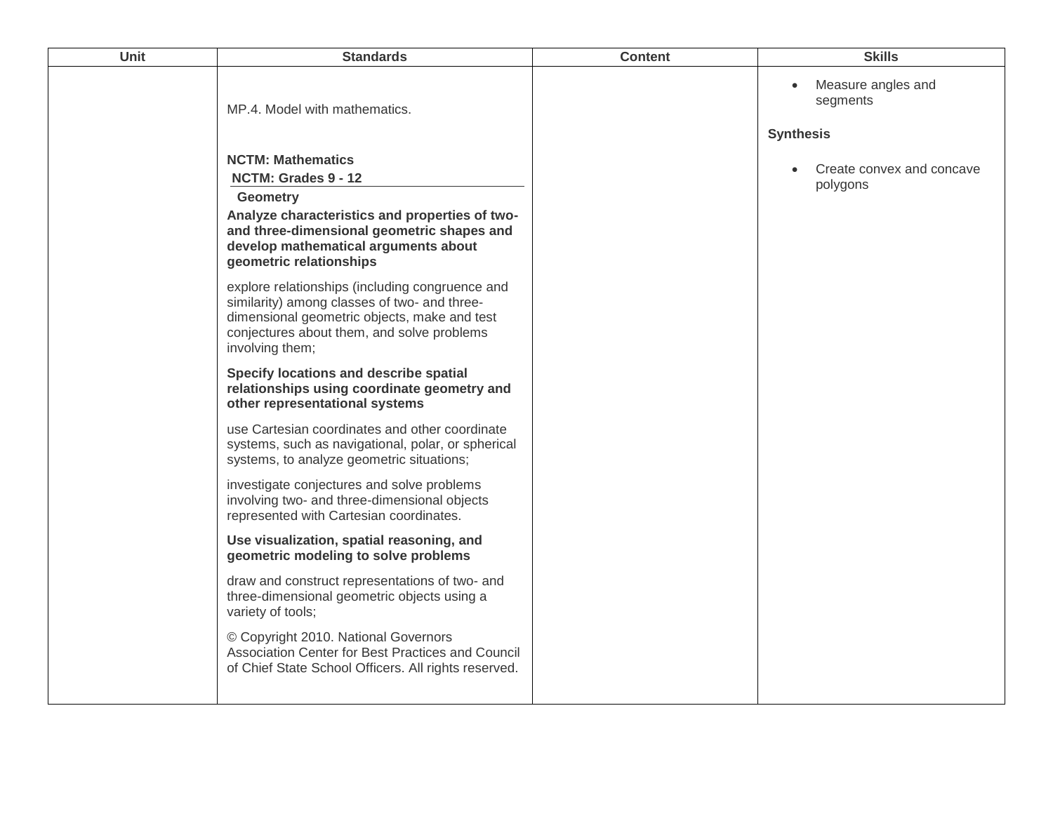| Unit | Standards | Content | Skills |
|---|---|---|---|
| | MP.4. Model with mathematics.<br><br>**NCTM: Mathematics**<br>**NCTM: Grades 9 - 12**<br>**Geometry**<br>**Analyze characteristics and properties of two- and three-dimensional geometric shapes and develop mathematical arguments about geometric relationships**<br><br>explore relationships (including congruence and similarity) among classes of two- and three-dimensional geometric objects, make and test conjectures about them, and solve problems involving them;<br><br>**Specify locations and describe spatial relationships using coordinate geometry and other representational systems**<br><br>use Cartesian coordinates and other coordinate systems, such as navigational, polar, or spherical systems, to analyze geometric situations;<br><br>investigate conjectures and solve problems involving two- and three-dimensional objects represented with Cartesian coordinates.<br><br>**Use visualization, spatial reasoning, and geometric modeling to solve problems**<br><br>draw and construct representations of two- and three-dimensional geometric objects using a variety of tools;<br><br>© Copyright 2010. National Governors Association Center for Best Practices and Council of Chief State School Officers. All rights reserved. | | • Measure angles and segments<br><br>**Synthesis**<br><br>• Create convex and concave polygons |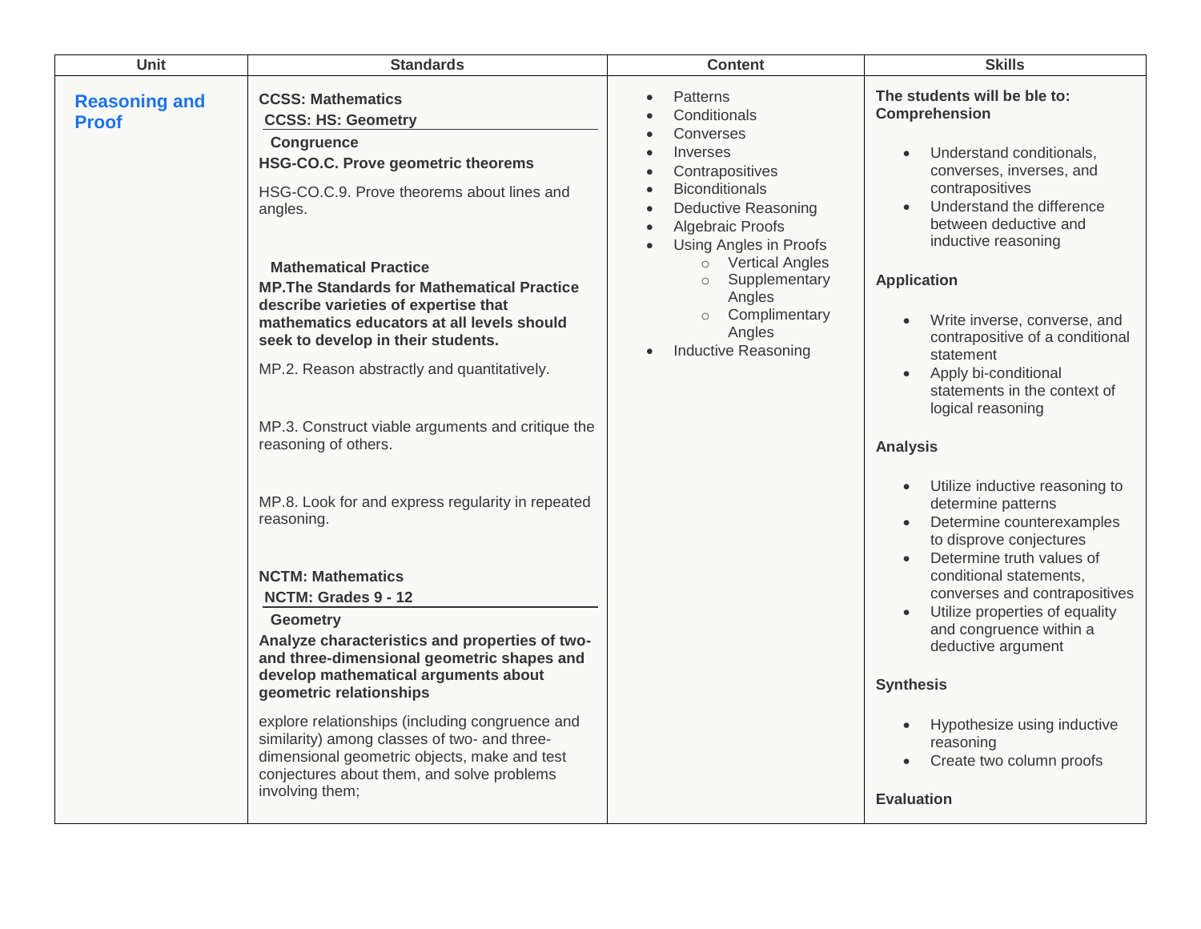| Unit | Standards | Content | Skills |
|---|---|---|---|
| **Reasoning and Proof** | **CCSS: Mathematics**<br>**CCSS: HS: Geometry**<br>**Congruence**<br>**HSG-CO.C. Prove geometric theorems**<br>HSG-CO.C.9. Prove theorems about lines and angles.<br><br>**Mathematical Practice**<br>**MP.The Standards for Mathematical Practice describe varieties of expertise that mathematics educators at all levels should seek to develop in their students.**<br>MP.2. Reason abstractly and quantitatively.<br><br>MP.3. Construct viable arguments and critique the reasoning of others.<br><br>MP.8. Look for and express regularity in repeated reasoning.<br><br>**NCTM: Mathematics**<br>**NCTM: Grades 9 - 12**<br>**Geometry**<br>**Analyze characteristics and properties of two- and three-dimensional geometric shapes and develop mathematical arguments about geometric relationships**<br>explore relationships (including congruence and similarity) among classes of two- and three-dimensional geometric objects, make and test conjectures about them, and solve problems involving them; | • Patterns<br>• Conditionals<br>• Converses<br>• Inverses<br>• Contrapositives<br>• Biconditionals<br>• Deductive Reasoning<br>• Algebraic Proofs<br>• Using Angles in Proofs<br>&nbsp;&nbsp;○ Vertical Angles<br>&nbsp;&nbsp;○ Supplementary Angles<br>&nbsp;&nbsp;○ Complimentary Angles<br>• Inductive Reasoning | **The students will be ble to:**<br>**Comprehension**<br>• Understand conditionals, converses, inverses, and contrapositives<br>• Understand the difference between deductive and inductive reasoning<br><br>**Application**<br>• Write inverse, converse, and contrapositive of a conditional statement<br>• Apply bi-conditional statements in the context of logical reasoning<br><br>**Analysis**<br>• Utilize inductive reasoning to determine patterns<br>• Determine counterexamples to disprove conjectures<br>• Determine truth values of conditional statements, converses and contrapositives<br>• Utilize properties of equality and congruence within a deductive argument<br><br>**Synthesis**<br>• Hypothesize using inductive reasoning<br>• Create two column proofs<br><br>**Evaluation** |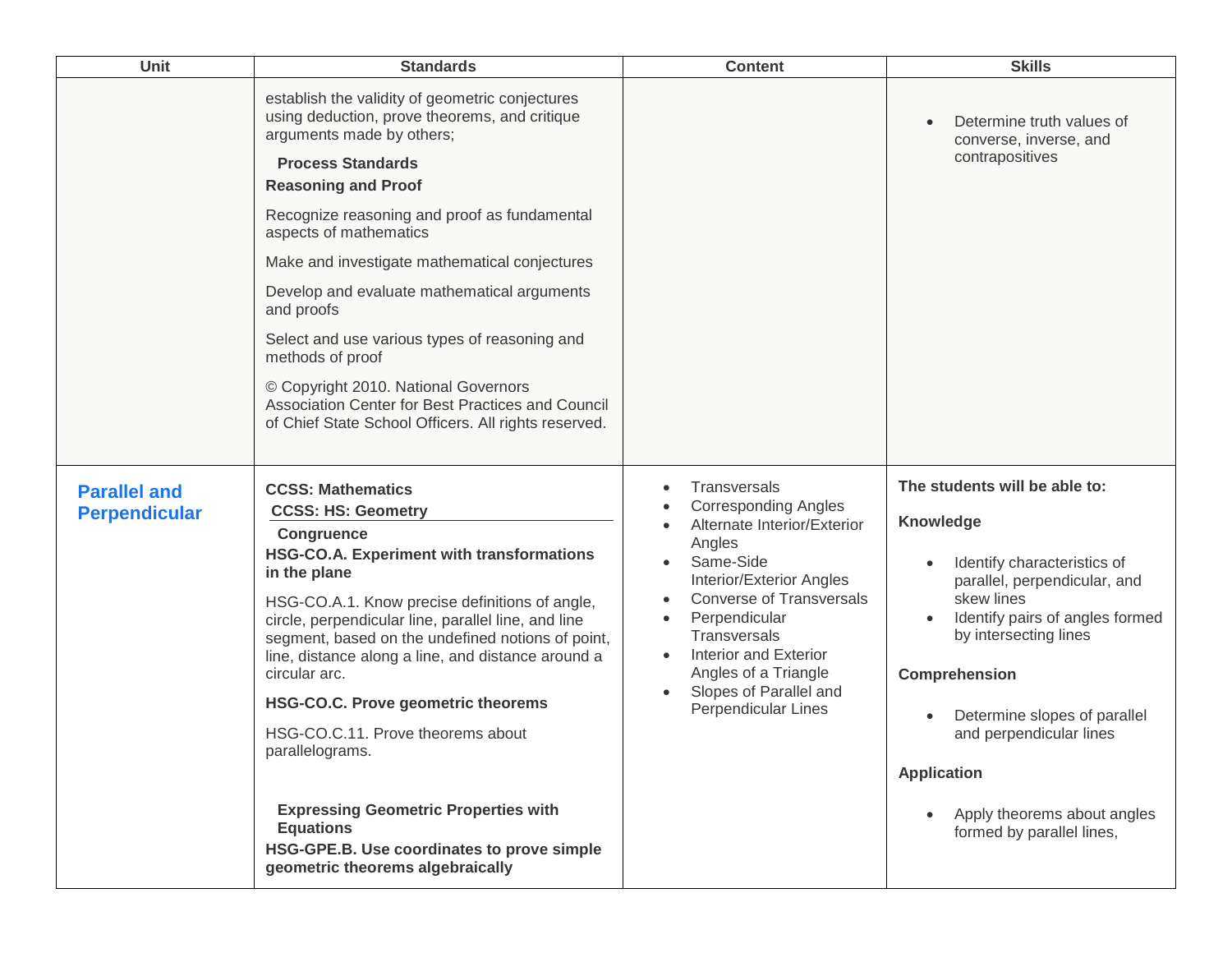| Unit | Standards | Content | Skills |
| --- | --- | --- | --- |
| | establish the validity of geometric conjectures using deduction, prove theorems, and critique arguments made by others;<br><br>**Process Standards**<br>**Reasoning and Proof**<br><br>Recognize reasoning and proof as fundamental aspects of mathematics<br><br>Make and investigate mathematical conjectures<br><br>Develop and evaluate mathematical arguments and proofs<br><br>Select and use various types of reasoning and methods of proof<br><br>© Copyright 2010. National Governors Association Center for Best Practices and Council of Chief State School Officers. All rights reserved. | | • Determine truth values of converse, inverse, and contrapositives |
| **Parallel and Perpendicular** | **CCSS: Mathematics**<br>**CCSS: HS: Geometry**<br>**Congruence**<br>**HSG-CO.A. Experiment with transformations in the plane**<br><br>HSG-CO.A.1. Know precise definitions of angle, circle, perpendicular line, parallel line, and line segment, based on the undefined notions of point, line, distance along a line, and distance around a circular arc.<br><br>**HSG-CO.C. Prove geometric theorems**<br><br>HSG-CO.C.11. Prove theorems about parallelograms.<br><br>**Expressing Geometric Properties with Equations**<br>**HSG-GPE.B. Use coordinates to prove simple geometric theorems algebraically** | • Transversals<br>• Corresponding Angles<br>• Alternate Interior/Exterior Angles<br>• Same-Side Interior/Exterior Angles<br>• Converse of Transversals<br>• Perpendicular Transversals<br>• Interior and Exterior Angles of a Triangle<br>• Slopes of Parallel and Perpendicular Lines | **The students will be able to:**<br><br>**Knowledge**<br><br>• Identify characteristics of parallel, perpendicular, and skew lines<br>• Identify pairs of angles formed by intersecting lines<br><br>**Comprehension**<br><br>• Determine slopes of parallel and perpendicular lines<br><br>**Application**<br><br>• Apply theorems about angles formed by parallel lines, |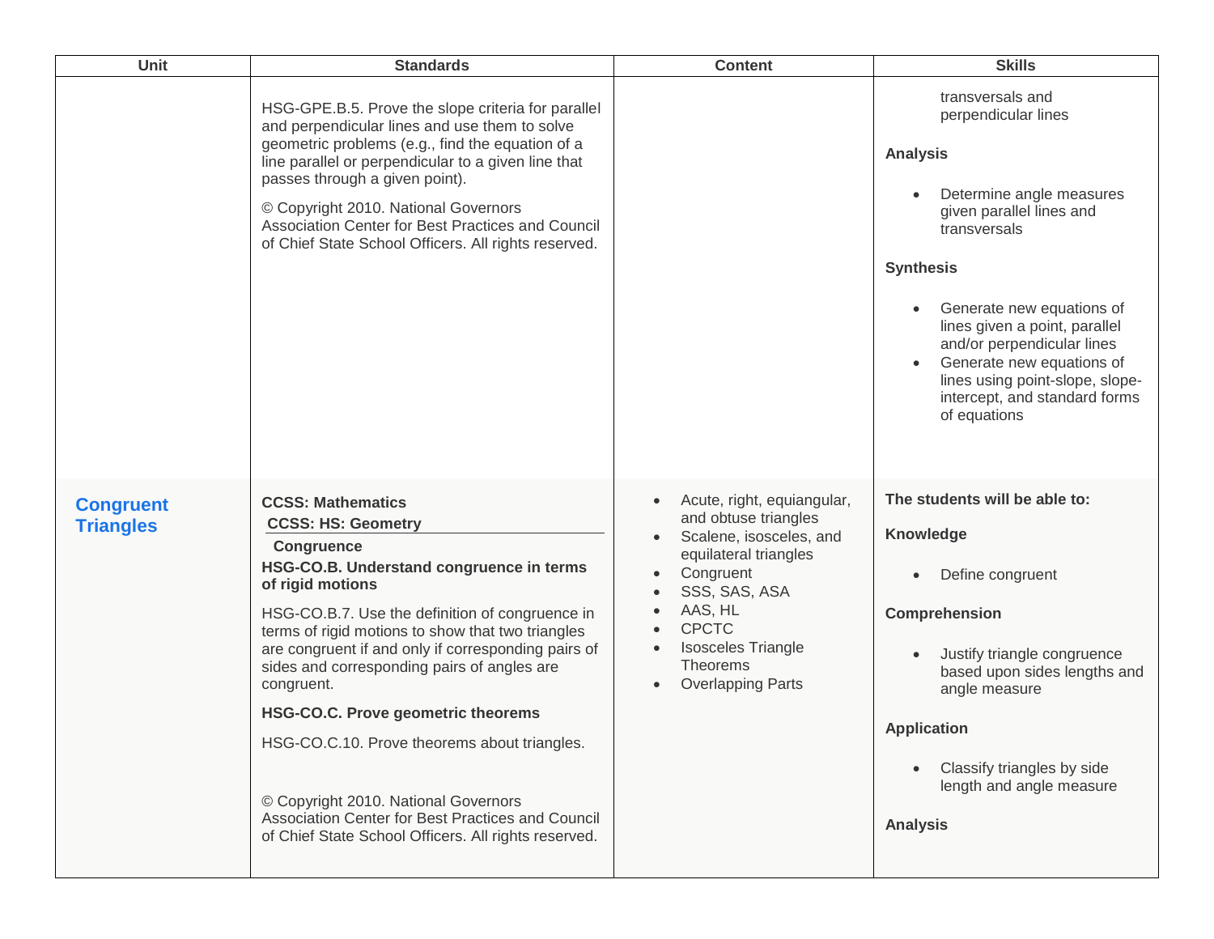| Unit | Standards | Content | Skills |
| --- | --- | --- | --- |
| | HSG-GPE.B.5. Prove the slope criteria for parallel and perpendicular lines and use them to solve geometric problems (e.g., find the equation of a line parallel or perpendicular to a given line that passes through a given point).<br><br>© Copyright 2010. National Governors Association Center for Best Practices and Council of Chief State School Officers. All rights reserved. | | transversals and perpendicular lines<br><br>**Analysis**<br><br>• Determine angle measures given parallel lines and transversals<br><br>**Synthesis**<br><br>• Generate new equations of lines given a point, parallel and/or perpendicular lines<br>• Generate new equations of lines using point-slope, slope-intercept, and standard forms of equations |
| **Congruent Triangles** | **CCSS: Mathematics**<br>**CCSS: HS: Geometry**<br>**Congruence**<br>**HSG-CO.B. Understand congruence in terms of rigid motions**<br><br>HSG-CO.B.7. Use the definition of congruence in terms of rigid motions to show that two triangles are congruent if and only if corresponding pairs of sides and corresponding pairs of angles are congruent.<br><br>**HSG-CO.C. Prove geometric theorems**<br><br>HSG-CO.C.10. Prove theorems about triangles.<br><br>© Copyright 2010. National Governors Association Center for Best Practices and Council of Chief State School Officers. All rights reserved. | • Acute, right, equiangular, and obtuse triangles<br>• Scalene, isosceles, and equilateral triangles<br>• Congruent<br>• SSS, SAS, ASA<br>• AAS, HL<br>• CPCTC<br>• Isosceles Triangle Theorems<br>• Overlapping Parts | **The students will be able to:**<br><br>**Knowledge**<br><br>• Define congruent<br><br>**Comprehension**<br><br>• Justify triangle congruence based upon sides lengths and angle measure<br><br>**Application**<br><br>• Classify triangles by side length and angle measure<br><br>**Analysis** |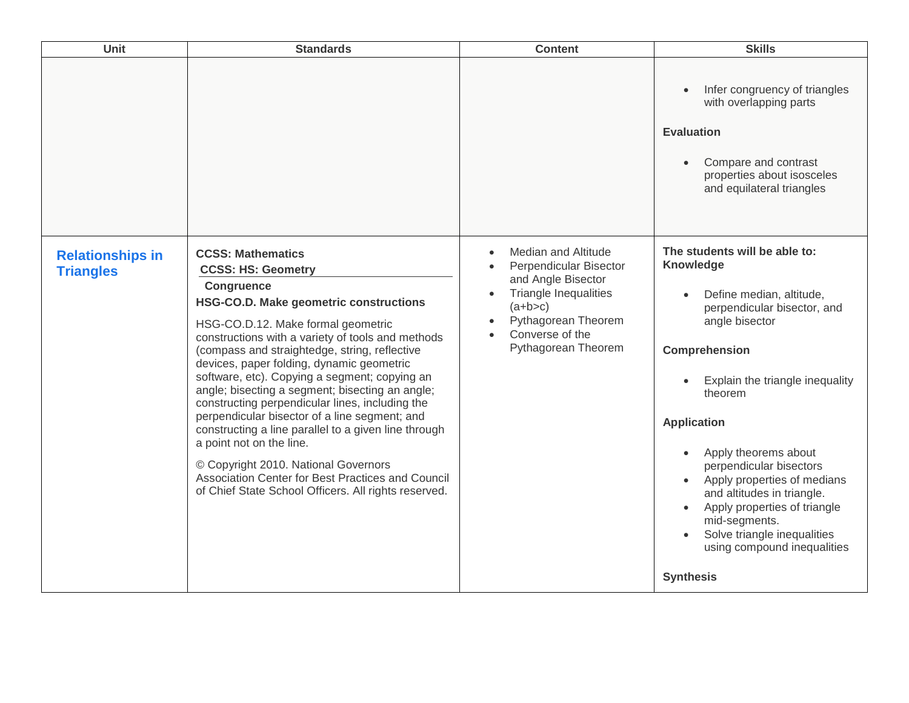| Unit | Standards | Content | Skills |
|---|---|---|---|
| | | | • Infer congruency of triangles with overlapping parts<br><br>**Evaluation**<br><br>• Compare and contrast properties about isosceles and equilateral triangles |
| **Relationships in Triangles** | **CCSS: Mathematics**<br>**CCSS: HS: Geometry**<br>**Congruence**<br>**HSG-CO.D. Make geometric constructions**<br><br>HSG-CO.D.12. Make formal geometric constructions with a variety of tools and methods (compass and straightedge, string, reflective devices, paper folding, dynamic geometric software, etc). Copying a segment; copying an angle; bisecting a segment; bisecting an angle; constructing perpendicular lines, including the perpendicular bisector of a line segment; and constructing a line parallel to a given line through a point not on the line.<br><br>© Copyright 2010. National Governors Association Center for Best Practices and Council of Chief State School Officers. All rights reserved. | • Median and Altitude<br>• Perpendicular Bisector and Angle Bisector<br>• Triangle Inequalities ($a+b>c$)<br>• Pythagorean Theorem<br>• Converse of the Pythagorean Theorem | **The students will be able to:**<br>**Knowledge**<br><br>• Define median, altitude, perpendicular bisector, and angle bisector<br><br>**Comprehension**<br><br>• Explain the triangle inequality theorem<br><br>**Application**<br><br>• Apply theorems about perpendicular bisectors<br>• Apply properties of medians and altitudes in triangle.<br>• Apply properties of triangle mid-segments.<br>• Solve triangle inequalities using compound inequalities<br><br>**Synthesis** |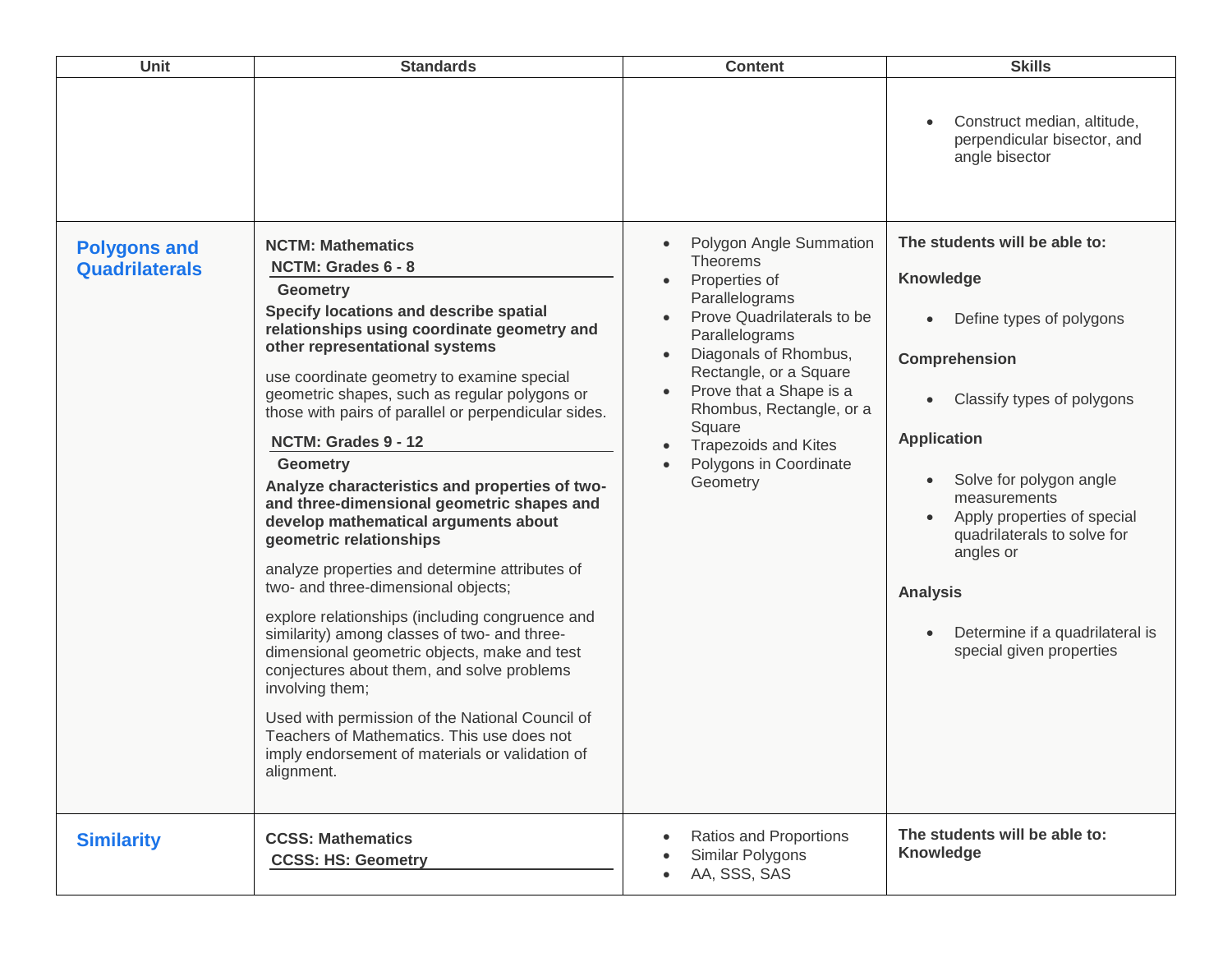| Unit | Standards | Content | Skills |
| --- | --- | --- | --- |
| | | | • Construct median, altitude, perpendicular bisector, and angle bisector |
| **Polygons and Quadrilaterals** | **NCTM: Mathematics**<br>**NCTM: Grades 6 - 8**<br>**Geometry**<br>**Specify locations and describe spatial relationships using coordinate geometry and other representational systems**<br><br>use coordinate geometry to examine special geometric shapes, such as regular polygons or those with pairs of parallel or perpendicular sides.<br><br>**NCTM: Grades 9 - 12**<br>**Geometry**<br>**Analyze characteristics and properties of two- and three-dimensional geometric shapes and develop mathematical arguments about geometric relationships**<br><br>analyze properties and determine attributes of two- and three-dimensional objects;<br><br>explore relationships (including congruence and similarity) among classes of two- and three-dimensional geometric objects, make and test conjectures about them, and solve problems involving them;<br><br>Used with permission of the National Council of Teachers of Mathematics. This use does not imply endorsement of materials or validation of alignment. | • Polygon Angle Summation Theorems<br>• Properties of Parallelograms<br>• Prove Quadrilaterals to be Parallelograms<br>• Diagonals of Rhombus, Rectangle, or a Square<br>• Prove that a Shape is a Rhombus, Rectangle, or a Square<br>• Trapezoids and Kites<br>• Polygons in Coordinate Geometry | **The students will be able to:**<br><br>**Knowledge**<br>• Define types of polygons<br><br>**Comprehension**<br>• Classify types of polygons<br><br>**Application**<br>• Solve for polygon angle measurements<br>• Apply properties of special quadrilaterals to solve for angles or<br><br>**Analysis**<br>• Determine if a quadrilateral is special given properties |
| **Similarity** | **CCSS: Mathematics**<br>**CCSS: HS: Geometry** | • Ratios and Proportions<br>• Similar Polygons<br>• AA, SSS, SAS | **The students will be able to:**<br>**Knowledge** |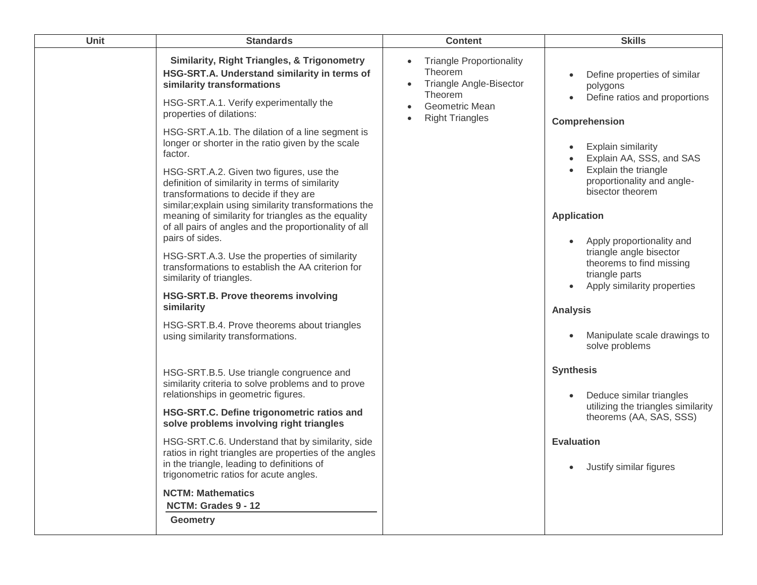| Unit | Standards | Content | Skills |
| --- | --- | --- | --- |
| | **Similarity, Right Triangles, & Trigonometry**<br>**HSG-SRT.A. Understand similarity in terms of similarity transformations**<br><br>HSG-SRT.A.1. Verify experimentally the properties of dilations:<br><br>HSG-SRT.A.1b. The dilation of a line segment is longer or shorter in the ratio given by the scale factor.<br><br>HSG-SRT.A.2. Given two figures, use the definition of similarity in terms of similarity transformations to decide if they are similar;explain using similarity transformations the meaning of similarity for triangles as the equality of all pairs of angles and the proportionality of all pairs of sides.<br><br>HSG-SRT.A.3. Use the properties of similarity transformations to establish the AA criterion for similarity of triangles.<br><br>**HSG-SRT.B. Prove theorems involving similarity**<br><br>HSG-SRT.B.4. Prove theorems about triangles using similarity transformations.<br><br>HSG-SRT.B.5. Use triangle congruence and similarity criteria to solve problems and to prove relationships in geometric figures.<br><br>**HSG-SRT.C. Define trigonometric ratios and solve problems involving right triangles**<br><br>HSG-SRT.C.6. Understand that by similarity, side ratios in right triangles are properties of the angles in the triangle, leading to definitions of trigonometric ratios for acute angles.<br><br>**NCTM: Mathematics**<br>**NCTM: Grades 9 - 12**<br>**Geometry** | • Triangle Proportionality Theorem<br>• Triangle Angle-Bisector Theorem<br>• Geometric Mean<br>• Right Triangles | • Define properties of similar polygons<br>• Define ratios and proportions<br><br>**Comprehension**<br><br>• Explain similarity<br>• Explain AA, SSS, and SAS<br>• Explain the triangle proportionality and angle-bisector theorem<br><br>**Application**<br><br>• Apply proportionality and triangle angle bisector theorems to find missing triangle parts<br>• Apply similarity properties<br><br>**Analysis**<br><br>• Manipulate scale drawings to solve problems<br><br>**Synthesis**<br><br>• Deduce similar triangles utilizing the triangles similarity theorems (AA, SAS, SSS)<br><br>**Evaluation**<br><br>• Justify similar figures |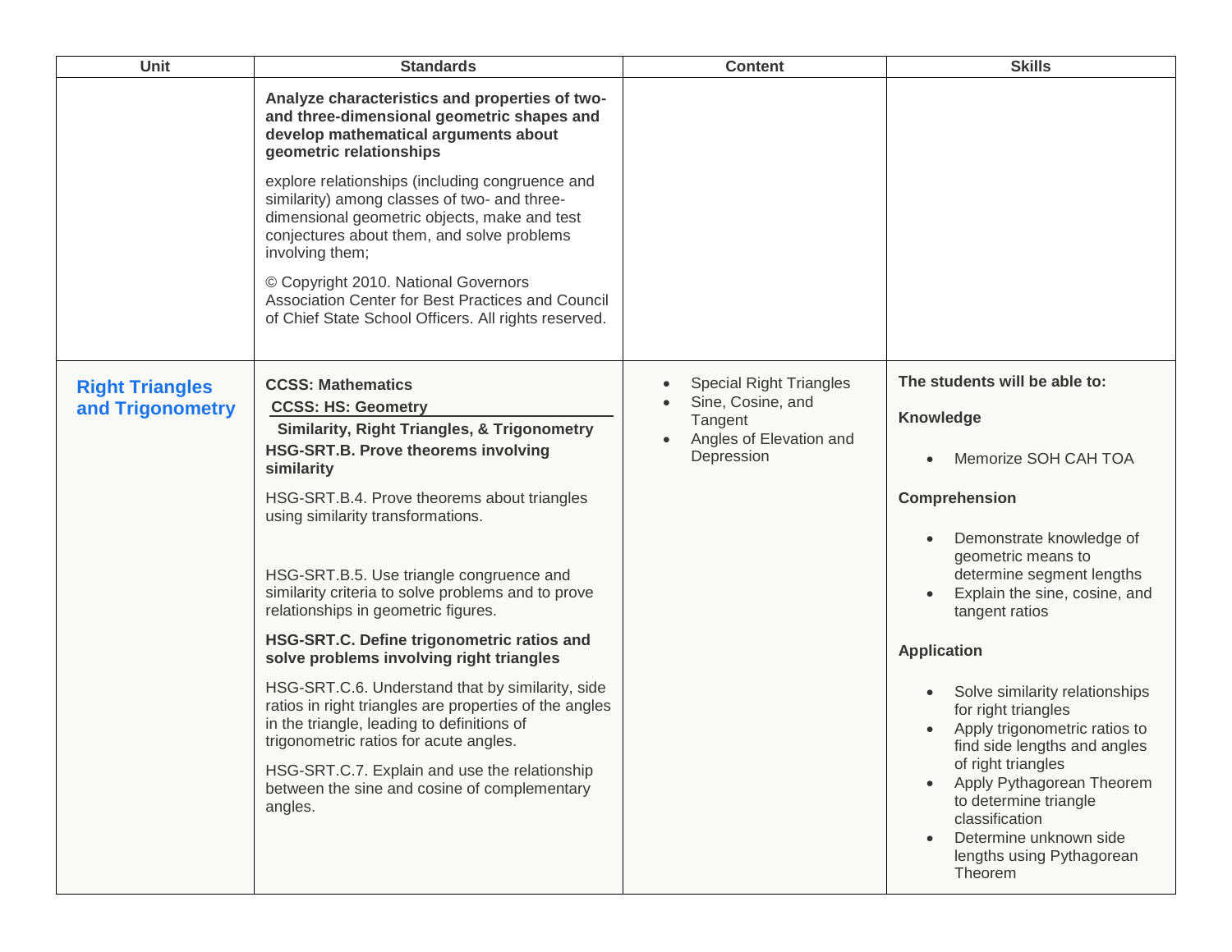| Unit | Standards | Content | Skills |
|---|---|---|---|
| | **Analyze characteristics and properties of two- and three-dimensional geometric shapes and develop mathematical arguments about geometric relationships**<br><br>explore relationships (including congruence and similarity) among classes of two- and three-dimensional geometric objects, make and test conjectures about them, and solve problems involving them;<br><br>© Copyright 2010. National Governors Association Center for Best Practices and Council of Chief State School Officers. All rights reserved. | | |
| **Right Triangles and Trigonometry** | **CCSS: Mathematics**<br>**CCSS: HS: Geometry**<br>**Similarity, Right Triangles, & Trigonometry**<br>**HSG-SRT.B. Prove theorems involving similarity**<br><br>HSG-SRT.B.4. Prove theorems about triangles using similarity transformations.<br><br>HSG-SRT.B.5. Use triangle congruence and similarity criteria to solve problems and to prove relationships in geometric figures.<br><br>**HSG-SRT.C. Define trigonometric ratios and solve problems involving right triangles**<br><br>HSG-SRT.C.6. Understand that by similarity, side ratios in right triangles are properties of the angles in the triangle, leading to definitions of trigonometric ratios for acute angles.<br><br>HSG-SRT.C.7. Explain and use the relationship between the sine and cosine of complementary angles. | • Special Right Triangles<br>• Sine, Cosine, and Tangent<br>• Angles of Elevation and Depression | **The students will be able to:**<br><br>**Knowledge**<br>• Memorize SOH CAH TOA<br><br>**Comprehension**<br>• Demonstrate knowledge of geometric means to determine segment lengths<br>• Explain the sine, cosine, and tangent ratios<br><br>**Application**<br>• Solve similarity relationships for right triangles<br>• Apply trigonometric ratios to find side lengths and angles of right triangles<br>• Apply Pythagorean Theorem to determine triangle classification<br>• Determine unknown side lengths using Pythagorean Theorem |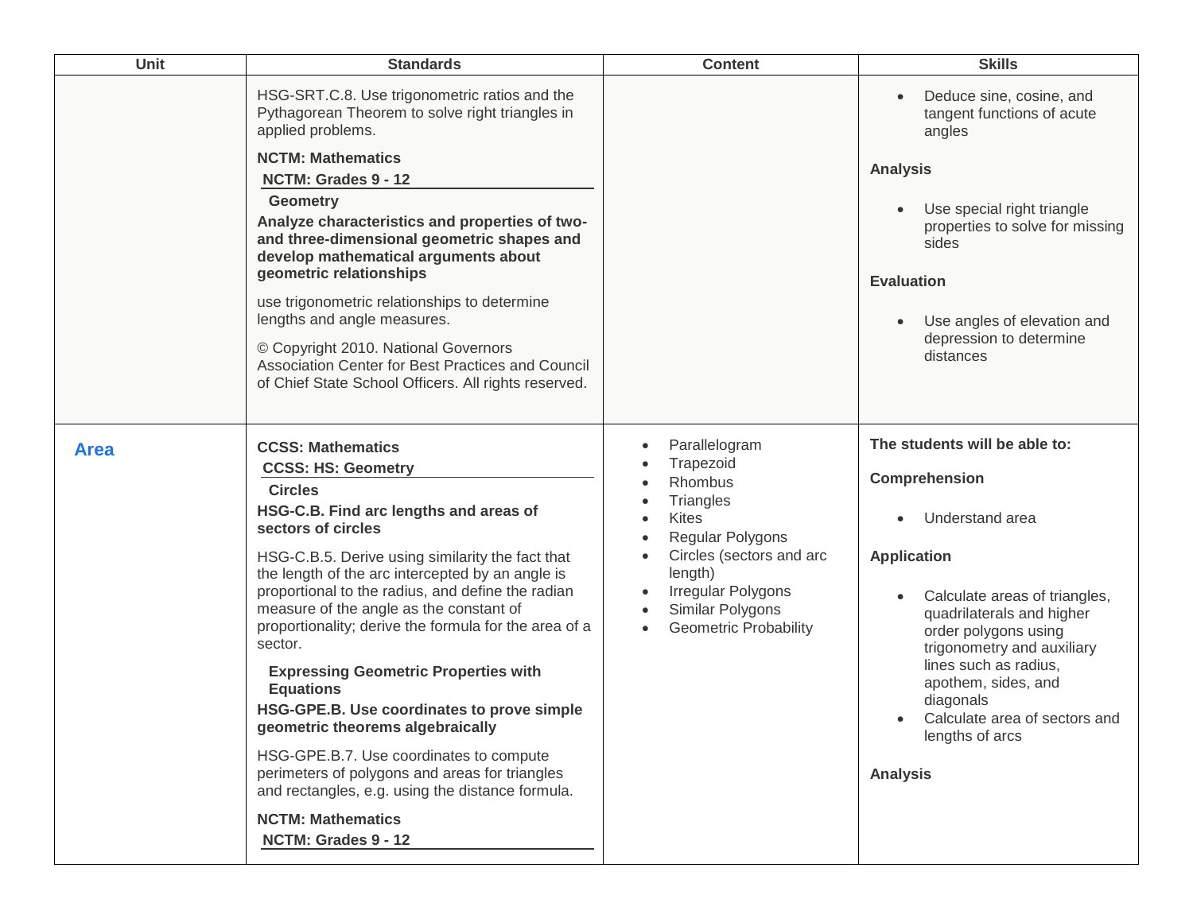| Unit | Standards | Content | Skills |
| --- | --- | --- | --- |
| | HSG-SRT.C.8. Use trigonometric ratios and the Pythagorean Theorem to solve right triangles in applied problems.<br><br>**NCTM: Mathematics**<br>**NCTM: Grades 9 - 12**<br>**Geometry**<br>**Analyze characteristics and properties of two- and three-dimensional geometric shapes and develop mathematical arguments about geometric relationships**<br><br>use trigonometric relationships to determine lengths and angle measures.<br><br>© Copyright 2010. National Governors Association Center for Best Practices and Council of Chief State School Officers. All rights reserved. | | • Deduce sine, cosine, and tangent functions of acute angles<br><br>**Analysis**<br><br>• Use special right triangle properties to solve for missing sides<br><br>**Evaluation**<br><br>• Use angles of elevation and depression to determine distances |
| **Area** | **CCSS: Mathematics**<br>**CCSS: HS: Geometry**<br>**Circles**<br>**HSG-C.B. Find arc lengths and areas of sectors of circles**<br><br>HSG-C.B.5. Derive using similarity the fact that the length of the arc intercepted by an angle is proportional to the radius, and define the radian measure of the angle as the constant of proportionality; derive the formula for the area of a sector.<br><br>**Expressing Geometric Properties with Equations**<br>**HSG-GPE.B. Use coordinates to prove simple geometric theorems algebraically**<br><br>HSG-GPE.B.7. Use coordinates to compute perimeters of polygons and areas for triangles and rectangles, e.g. using the distance formula.<br><br>**NCTM: Mathematics**<br>**NCTM: Grades 9 - 12** | • Parallelogram<br>• Trapezoid<br>• Rhombus<br>• Triangles<br>• Kites<br>• Regular Polygons<br>• Circles (sectors and arc length)<br>• Irregular Polygons<br>• Similar Polygons<br>• Geometric Probability | **The students will be able to:**<br><br>**Comprehension**<br><br>• Understand area<br><br>**Application**<br><br>• Calculate areas of triangles, quadrilaterals and higher order polygons using trigonometry and auxiliary lines such as radius, apothem, sides, and diagonals<br>• Calculate area of sectors and lengths of arcs<br><br>**Analysis** |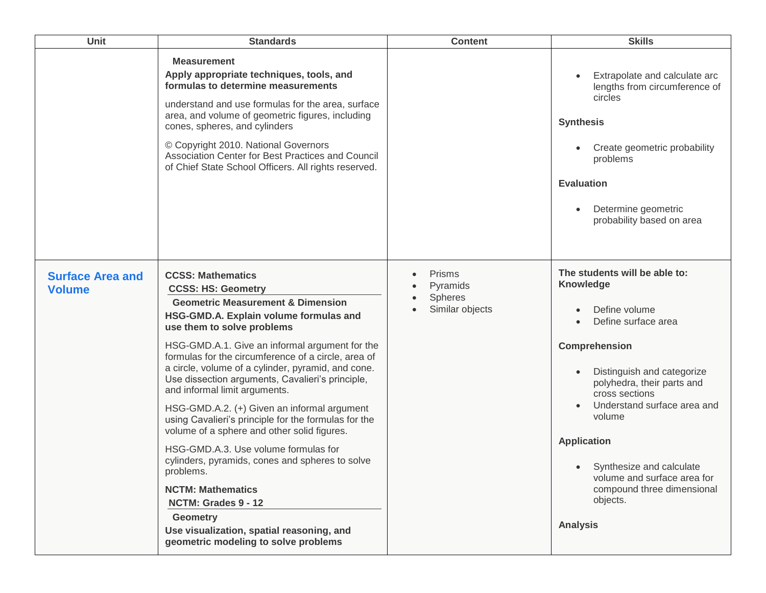| Unit | Standards | Content | Skills |
| --- | --- | --- | --- |
| | **Measurement**<br>**Apply appropriate techniques, tools, and formulas to determine measurements**<br>understand and use formulas for the area, surface area, and volume of geometric figures, including cones, spheres, and cylinders<br>© Copyright 2010. National Governors Association Center for Best Practices and Council of Chief State School Officers. All rights reserved. | | • Extrapolate and calculate arc lengths from circumference of circles<br>**Synthesis**<br>• Create geometric probability problems<br>**Evaluation**<br>• Determine geometric probability based on area |
| **Surface Area and Volume** | **CCSS: Mathematics**<br>**CCSS: HS: Geometry**<br>**Geometric Measurement & Dimension**<br>**HSG-GMD.A. Explain volume formulas and use them to solve problems**<br>HSG-GMD.A.1. Give an informal argument for the formulas for the circumference of a circle, area of a circle, volume of a cylinder, pyramid, and cone. Use dissection arguments, Cavalieri's principle, and informal limit arguments.<br>HSG-GMD.A.2. (+) Given an informal argument using Cavalieri's principle for the formulas for the volume of a sphere and other solid figures.<br>HSG-GMD.A.3. Use volume formulas for cylinders, pyramids, cones and spheres to solve problems.<br>**NCTM: Mathematics**<br>**NCTM: Grades 9 - 12**<br>**Geometry**<br>**Use visualization, spatial reasoning, and geometric modeling to solve problems** | • Prisms<br>• Pyramids<br>• Spheres<br>• Similar objects | **The students will be able to:**<br>**Knowledge**<br>• Define volume<br>• Define surface area<br>**Comprehension**<br>• Distinguish and categorize polyhedra, their parts and cross sections<br>• Understand surface area and volume<br>**Application**<br>• Synthesize and calculate volume and surface area for compound three dimensional objects.<br>**Analysis** |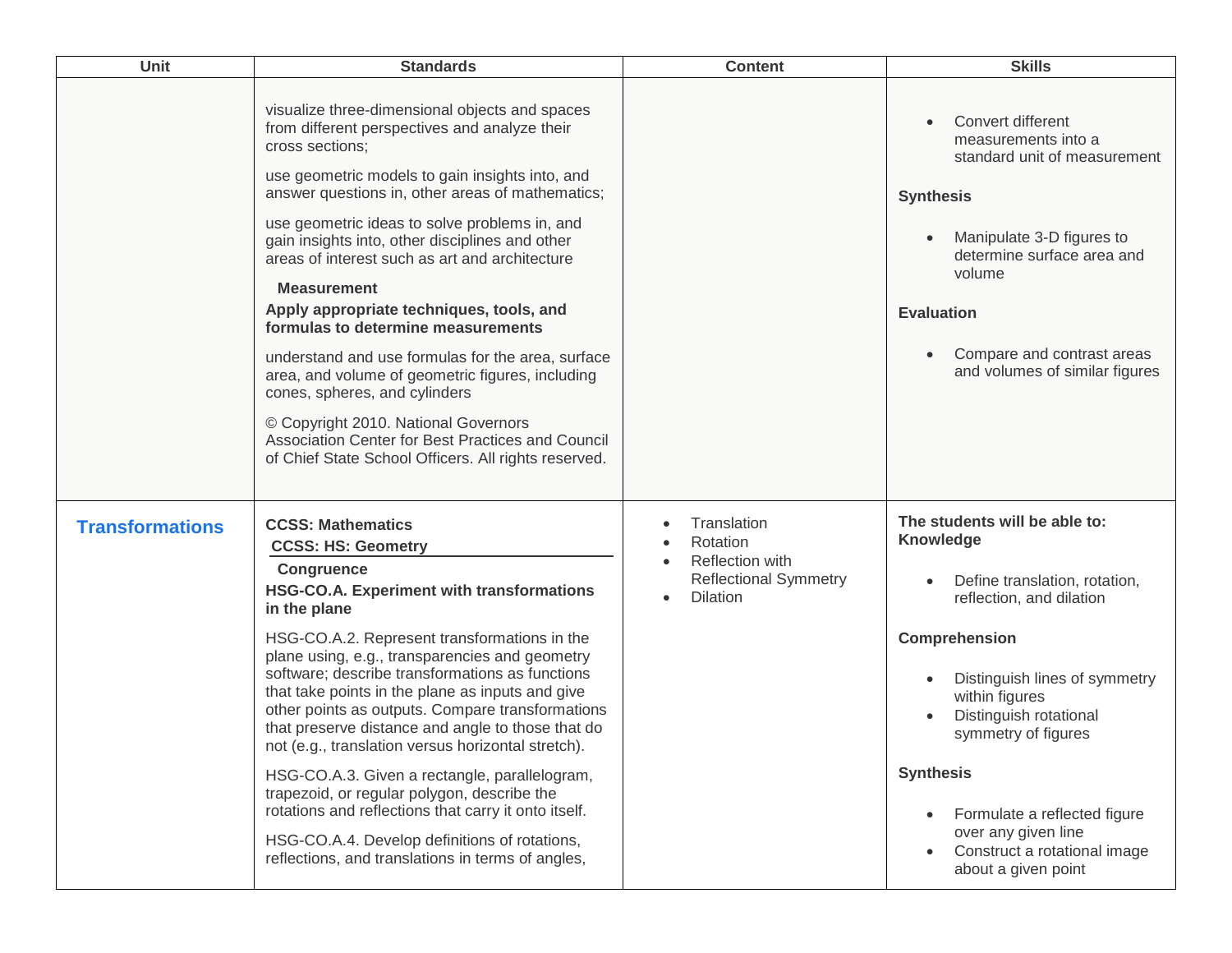| Unit | Standards | Content | Skills |
|---|---|---|---|
| | visualize three-dimensional objects and spaces from different perspectives and analyze their cross sections;<br><br>use geometric models to gain insights into, and answer questions in, other areas of mathematics;<br><br>use geometric ideas to solve problems in, and gain insights into, other disciplines and other areas of interest such as art and architecture<br><br>**Measurement**<br>**Apply appropriate techniques, tools, and formulas to determine measurements**<br><br>understand and use formulas for the area, surface area, and volume of geometric figures, including cones, spheres, and cylinders<br><br>© Copyright 2010. National Governors Association Center for Best Practices and Council of Chief State School Officers. All rights reserved. | | • Convert different measurements into a standard unit of measurement<br><br>**Synthesis**<br><br>• Manipulate 3-D figures to determine surface area and volume<br><br>**Evaluation**<br><br>• Compare and contrast areas and volumes of similar figures |
| **Transformations** | **CCSS: Mathematics**<br>**CCSS: HS: Geometry**<br>**Congruence**<br>**HSG-CO.A. Experiment with transformations in the plane**<br><br>HSG-CO.A.2. Represent transformations in the plane using, e.g., transparencies and geometry software; describe transformations as functions that take points in the plane as inputs and give other points as outputs. Compare transformations that preserve distance and angle to those that do not (e.g., translation versus horizontal stretch).<br><br>HSG-CO.A.3. Given a rectangle, parallelogram, trapezoid, or regular polygon, describe the rotations and reflections that carry it onto itself.<br><br>HSG-CO.A.4. Develop definitions of rotations, reflections, and translations in terms of angles, | • Translation<br>• Rotation<br>• Reflection with Reflectional Symmetry<br>• Dilation | **The students will be able to:**<br>**Knowledge**<br><br>• Define translation, rotation, reflection, and dilation<br><br>**Comprehension**<br><br>• Distinguish lines of symmetry within figures<br>• Distinguish rotational symmetry of figures<br><br>**Synthesis**<br><br>• Formulate a reflected figure over any given line<br>• Construct a rotational image about a given point |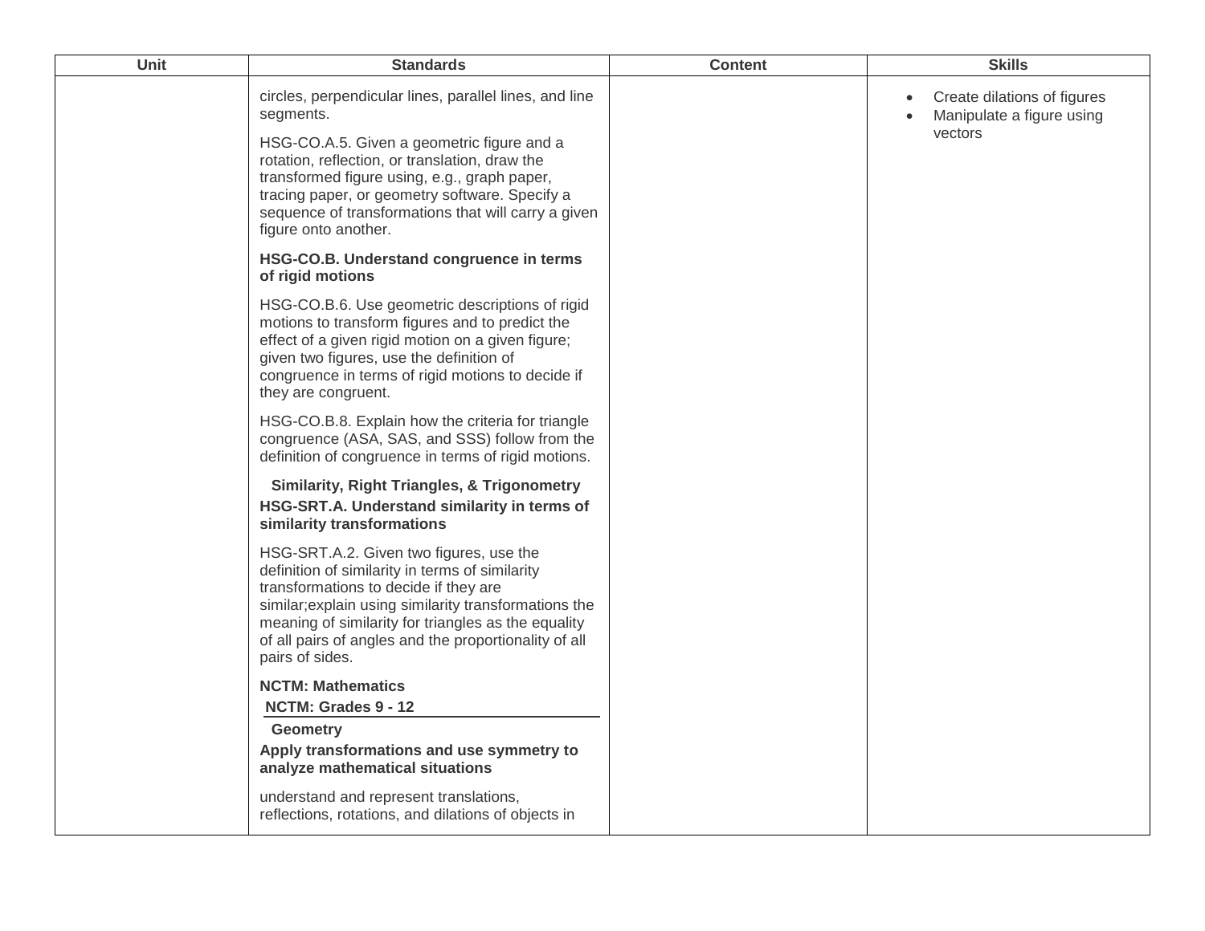| Unit | Standards | Content | Skills |
| --- | --- | --- | --- |
| | circles, perpendicular lines, parallel lines, and line segments.<br><br>HSG-CO.A.5. Given a geometric figure and a rotation, reflection, or translation, draw the transformed figure using, e.g., graph paper, tracing paper, or geometry software. Specify a sequence of transformations that will carry a given figure onto another.<br><br>**HSG-CO.B. Understand congruence in terms of rigid motions**<br><br>HSG-CO.B.6. Use geometric descriptions of rigid motions to transform figures and to predict the effect of a given rigid motion on a given figure; given two figures, use the definition of congruence in terms of rigid motions to decide if they are congruent.<br><br>HSG-CO.B.8. Explain how the criteria for triangle congruence (ASA, SAS, and SSS) follow from the definition of congruence in terms of rigid motions.<br><br>**Similarity, Right Triangles, & Trigonometry**<br>**HSG-SRT.A. Understand similarity in terms of similarity transformations**<br><br>HSG-SRT.A.2. Given two figures, use the definition of similarity in terms of similarity transformations to decide if they are similar;explain using similarity transformations the meaning of similarity for triangles as the equality of all pairs of angles and the proportionality of all pairs of sides.<br><br>**NCTM: Mathematics**<br>**NCTM: Grades 9 - 12**<br>**Geometry**<br>**Apply transformations and use symmetry to analyze mathematical situations**<br><br>understand and represent translations, reflections, rotations, and dilations of objects in | | • Create dilations of figures<br>• Manipulate a figure using vectors |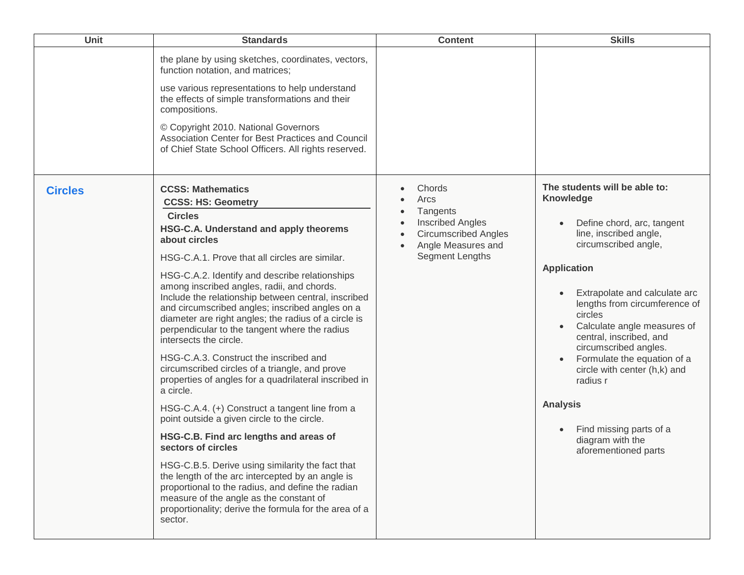| Unit | Standards | Content | Skills |
| --- | --- | --- | --- |
| | the plane by using sketches, coordinates, vectors, function notation, and matrices;<br><br>use various representations to help understand the effects of simple transformations and their compositions.<br><br>© Copyright 2010. National Governors Association Center for Best Practices and Council of Chief State School Officers. All rights reserved. | | |
| **Circles** | **CCSS: Mathematics**<br>**CCSS: HS: Geometry**<br>**Circles**<br>**HSG-C.A. Understand and apply theorems about circles**<br><br>HSG-C.A.1. Prove that all circles are similar.<br><br>HSG-C.A.2. Identify and describe relationships among inscribed angles, radii, and chords. Include the relationship between central, inscribed and circumscribed angles; inscribed angles on a diameter are right angles; the radius of a circle is perpendicular to the tangent where the radius intersects the circle.<br><br>HSG-C.A.3. Construct the inscribed and circumscribed circles of a triangle, and prove properties of angles for a quadrilateral inscribed in a circle.<br><br>HSG-C.A.4. (+) Construct a tangent line from a point outside a given circle to the circle.<br><br>**HSG-C.B. Find arc lengths and areas of sectors of circles**<br><br>HSG-C.B.5. Derive using similarity the fact that the length of the arc intercepted by an angle is proportional to the radius, and define the radian measure of the angle as the constant of proportionality; derive the formula for the area of a sector. | • Chords<br>• Arcs<br>• Tangents<br>• Inscribed Angles<br>• Circumscribed Angles<br>• Angle Measures and Segment Lengths | **The students will be able to:**<br>**Knowledge**<br><br>• Define chord, arc, tangent line, inscribed angle, circumscribed angle,<br><br>**Application**<br><br>• Extrapolate and calculate arc lengths from circumference of circles<br>• Calculate angle measures of central, inscribed, and circumscribed angles.<br>• Formulate the equation of a circle with center (h,k) and radius r<br><br>**Analysis**<br><br>• Find missing parts of a diagram with the aforementioned parts |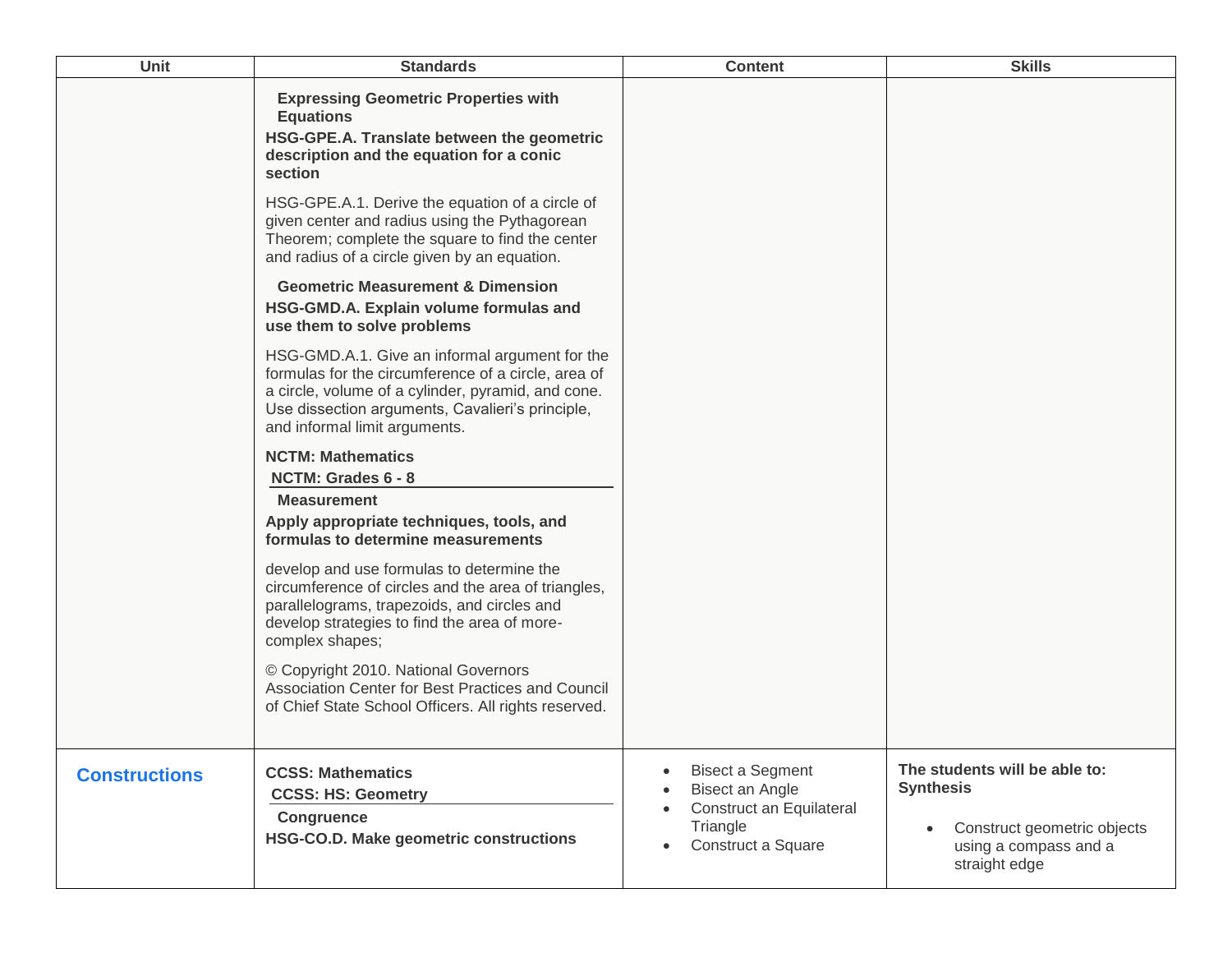| Unit | Standards | Content | Skills |
|---|---|---|---|
| | **Expressing Geometric Properties with Equations**<br>**HSG-GPE.A. Translate between the geometric description and the equation for a conic section**<br>HSG-GPE.A.1. Derive the equation of a circle of given center and radius using the Pythagorean Theorem; complete the square to find the center and radius of a circle given by an equation.<br>**Geometric Measurement & Dimension**<br>**HSG-GMD.A. Explain volume formulas and use them to solve problems**<br>HSG-GMD.A.1. Give an informal argument for the formulas for the circumference of a circle, area of a circle, volume of a cylinder, pyramid, and cone. Use dissection arguments, Cavalieri's principle, and informal limit arguments.<br>**NCTM: Mathematics**<br>**NCTM: Grades 6 - 8**<br>**Measurement**<br>**Apply appropriate techniques, tools, and formulas to determine measurements**<br>develop and use formulas to determine the circumference of circles and the area of triangles, parallelograms, trapezoids, and circles and develop strategies to find the area of more-complex shapes;<br>© Copyright 2010. National Governors Association Center for Best Practices and Council of Chief State School Officers. All rights reserved. | | |
| **Constructions** | **CCSS: Mathematics**<br>**CCSS: HS: Geometry**<br>**Congruence**<br>**HSG-CO.D. Make geometric constructions** | • Bisect a Segment<br>• Bisect an Angle<br>• Construct an Equilateral Triangle<br>• Construct a Square | **The students will be able to:**<br>**Synthesis**<br>• Construct geometric objects using a compass and a straight edge |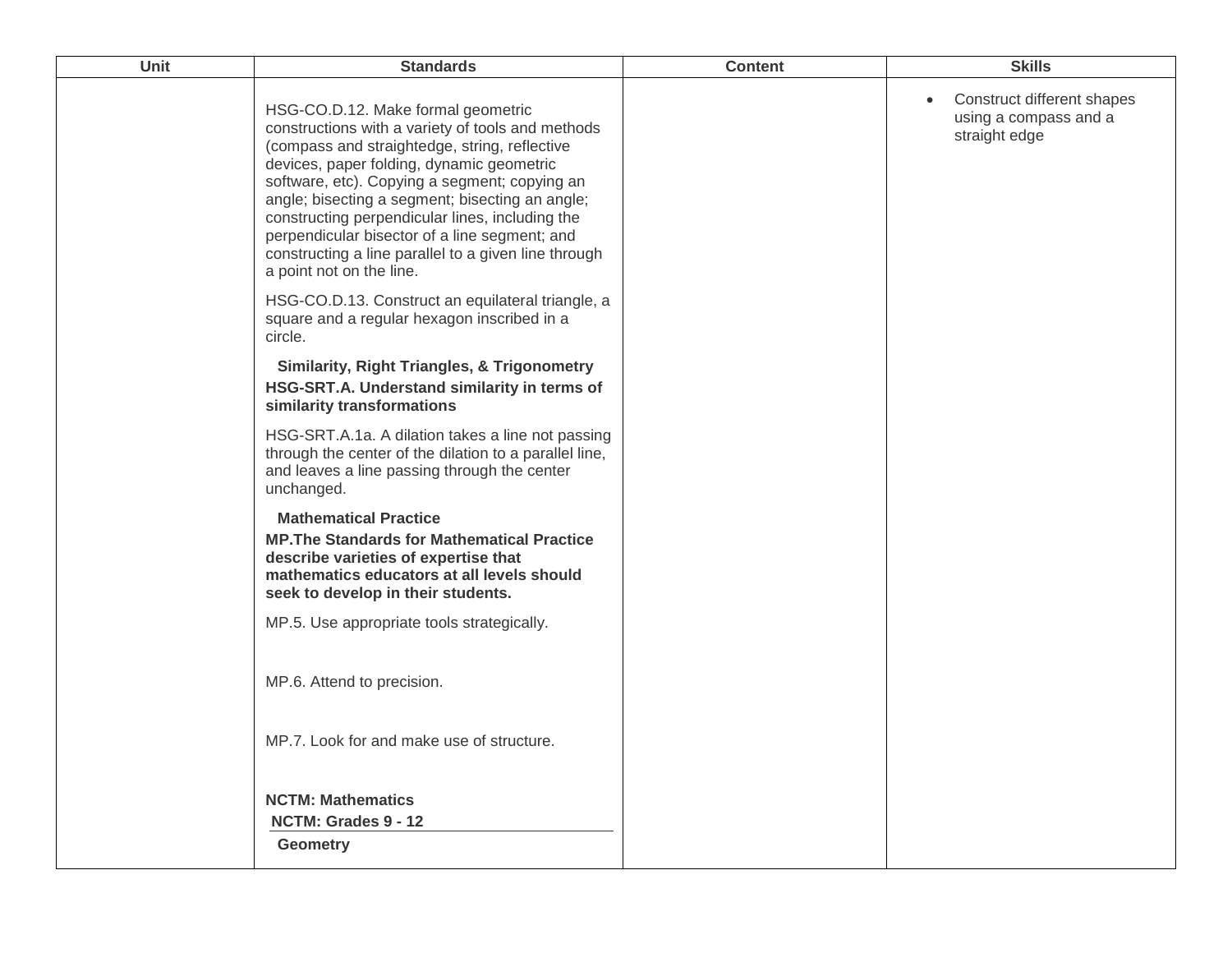| Unit | Standards | Content | Skills |
| --- | --- | --- | --- |
| | HSG-CO.D.12. Make formal geometric constructions with a variety of tools and methods (compass and straightedge, string, reflective devices, paper folding, dynamic geometric software, etc). Copying a segment; copying an angle; bisecting a segment; bisecting an angle; constructing perpendicular lines, including the perpendicular bisector of a line segment; and constructing a line parallel to a given line through a point not on the line.<br><br>HSG-CO.D.13. Construct an equilateral triangle, a square and a regular hexagon inscribed in a circle.<br><br>**Similarity, Right Triangles, & Trigonometry**<br>**HSG-SRT.A. Understand similarity in terms of similarity transformations**<br><br>HSG-SRT.A.1a. A dilation takes a line not passing through the center of the dilation to a parallel line, and leaves a line passing through the center unchanged.<br><br>**Mathematical Practice**<br>**MP.The Standards for Mathematical Practice describe varieties of expertise that mathematics educators at all levels should seek to develop in their students.**<br><br>MP.5. Use appropriate tools strategically.<br><br>MP.6. Attend to precision.<br><br>MP.7. Look for and make use of structure.<br><br>**NCTM: Mathematics**<br>**NCTM: Grades 9 - 12**<br>**Geometry** | | • Construct different shapes using a compass and a straight edge |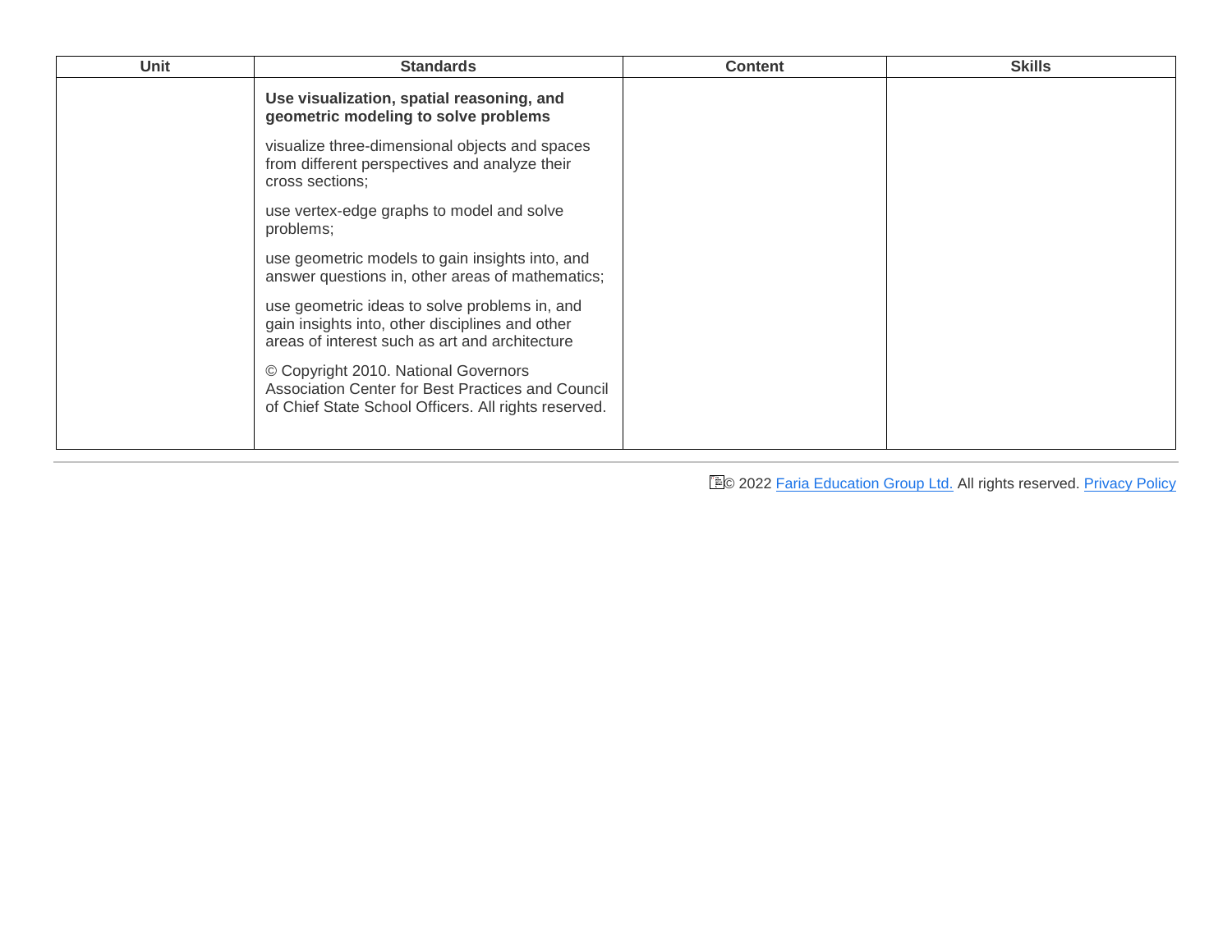| Unit | Standards | Content | Skills |
| --- | --- | --- | --- |
| | **Use visualization, spatial reasoning, and geometric modeling to solve problems**<br><br>visualize three-dimensional objects and spaces from different perspectives and analyze their cross sections;<br><br>use vertex-edge graphs to model and solve problems;<br><br>use geometric models to gain insights into, and answer questions in, other areas of mathematics;<br><br>use geometric ideas to solve problems in, and gain insights into, other disciplines and other areas of interest such as art and architecture<br><br>© Copyright 2010. National Governors Association Center for Best Practices and Council of Chief State School Officers. All rights reserved. | | |

© 2022 Faria Education Group Ltd. All rights reserved. Privacy Policy